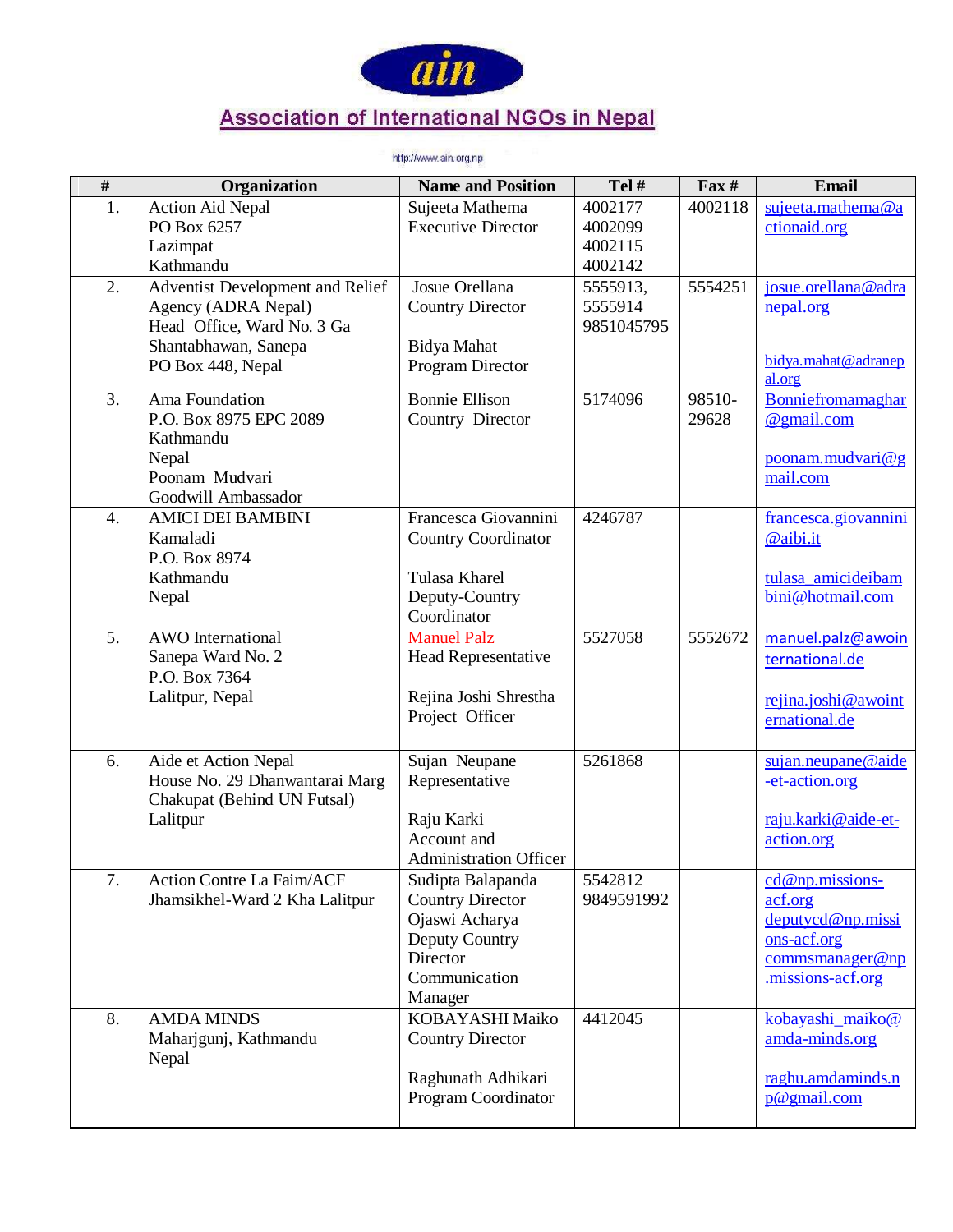# ain

## Association of International NGOs in Nepal

http://www.ain.org.np

| # | Organization | Name and Position | Tel # | Fax # | Email |
|---|---|---|---|---|---|
| 1. | Action Aid Nepal<br>PO Box 6257<br>Lazimpat<br>Kathmandu | Sujeeta Mathema<br>Executive Director | 4002177<br>4002099<br>4002115<br>4002142 | 4002118 | sujeeta.mathema@actionaid.org |
| 2. | Adventist Development and Relief Agency (ADRA Nepal)<br>Head Office, Ward No. 3 Ga<br>Shantabhawan, Sanepa<br>PO Box 448, Nepal | Josue Orellana<br>Country Director<br><br>Bidya Mahat<br>Program Director | 5555913,<br>5555914<br>9851045795 | 5554251 | josue.orellana@adranepal.org<br><br>bidya.mahat@adranepal.org |
| 3. | Ama Foundation<br>P.O. Box 8975 EPC 2089<br>Kathmandu<br>Nepal<br>Poonam Mudvari<br>Goodwill Ambassador | Bonnie Ellison<br>Country Director | 5174096 | 98510-29628 | Bonniefromamaghar@gmail.com<br><br>poonam.mudvari@gmail.com |
| 4. | AMICI DEI BAMBINI<br>Kamaladi<br>P.O. Box 8974<br>Kathmandu<br>Nepal | Francesca Giovannini<br>Country Coordinator<br><br>Tulasa Kharel<br>Deputy-Country Coordinator | 4246787 | | francesca.giovannini@aibi.it<br><br>tulasa_amicideibambini@hotmail.com |
| 5. | AWO International<br>Sanepa Ward No. 2<br>P.O. Box 7364<br>Lalitpur, Nepal | Manuel Palz<br>Head Representative<br><br>Rejina Joshi Shrestha<br>Project Officer | 5527058 | 5552672 | manuel.palz@awointernational.de<br><br>rejina.joshi@awointernational.de |
| 6. | Aide et Action Nepal<br>House No. 29 Dhanwantarai Marg<br>Chakupat (Behind UN Futsal)<br>Lalitpur | Sujan Neupane<br>Representative<br><br>Raju Karki<br>Account and Administration Officer | 5261868 | | sujan.neupane@aide-et-action.org<br><br>raju.karki@aide-et-action.org |
| 7. | Action Contre La Faim/ACF<br>Jhamsikhel-Ward 2 Kha Lalitpur | Sudipta Balapanda<br>Country Director<br>Ojaswi Acharya<br>Deputy Country Director<br>Communication Manager | 5542812<br>9849591992 | | cd@np.missions-acf.org<br>deputycd@np.missions-acf.org<br>commsmanager@np.missions-acf.org |
| 8. | AMDA MINDS<br>Maharjgunj, Kathmandu<br>Nepal | KOBAYASHI Maiko<br>Country Director<br><br>Raghunath Adhikari<br>Program Coordinator | 4412045 | | kobayashi_maiko@amda-minds.org<br><br>raghu.amdaminds.np@gmail.com |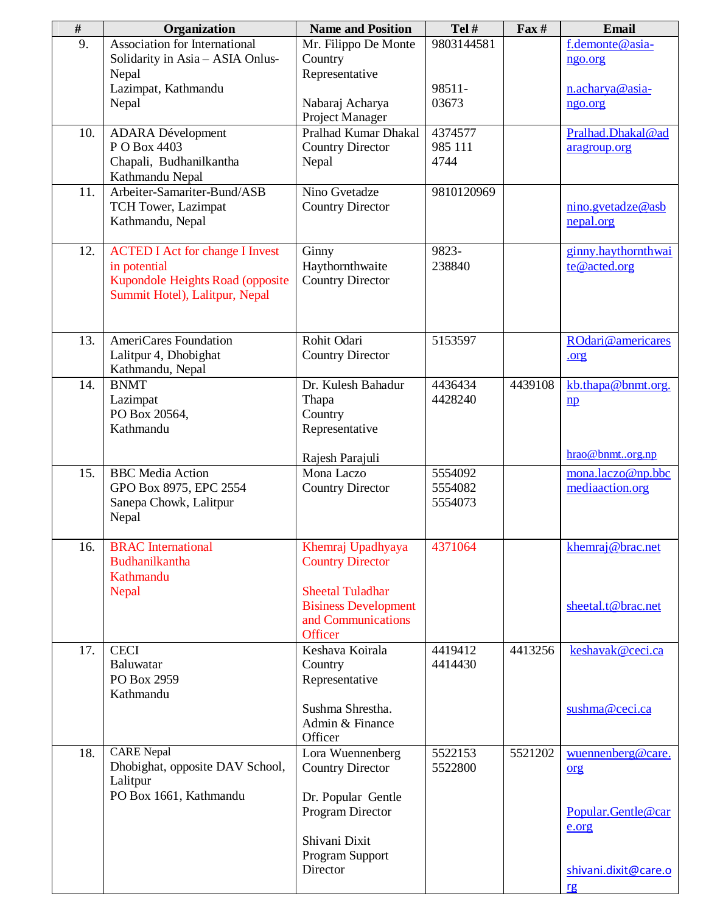| # | Organization | Name and Position | Tel # | Fax # | Email |
|---|---|---|---|---|---|
| 9. | Association for International Solidarity in Asia – ASIA Onlus-Nepal<br>Lazimpat, Kathmandu<br>Nepal | Mr. Filippo De Monte<br>Country Representative<br><br>Nabaraj Acharya<br>Project Manager | 9803144581<br><br>98511-03673 | | f.demonte@asia-ngo.org<br><br>n.acharya@asia-ngo.org |
| 10. | ADARA Développement<br>P O Box 4403<br>Chapali, Budhanilkantha<br>Kathmandu Nepal | Pralhad Kumar Dhakal<br>Country Director<br>Nepal | 4374577<br>985 111 4744 | | Pralhad.Dhakal@adaragroup.org |
| 11. | Arbeiter-Samariter-Bund/ASB<br>TCH Tower, Lazimpat<br>Kathmandu, Nepal | Nino Gvetadze<br>Country Director | 9810120969 | | nino.gvetadze@asbnepal.org |
| 12. | ACTED I Act for change I Invest in potential<br>Kupondole Heights Road (opposite Summit Hotel), Lalitpur, Nepal | Ginny Haythornthwaite<br>Country Director | 9823-238840 | | ginny.haythornthwaite@acted.org |
| 13. | AmeriCares Foundation<br>Lalitpur 4, Dhobighat<br>Kathmandu, Nepal | Rohit Odari<br>Country Director | 5153597 | | ROdari@americares.org |
| 14. | BNMT<br>Lazimpat<br>PO Box 20564,<br>Kathmandu | Dr. Kulesh Bahadur Thapa<br>Country Representative<br><br>Rajesh Parajuli | 4436434<br>4428240 | 4439108 | kb.thapa@bnmt.org.np<br><br>hrao@bnmt..org.np |
| 15. | BBC Media Action<br>GPO Box 8975, EPC 2554<br>Sanepa Chowk, Lalitpur<br>Nepal | Mona Laczo<br>Country Director | 5554092<br>5554082<br>5554073 | | mona.laczo@np.bbcmediaaction.org |
| 16. | BRAC International<br>Budhanilkantha<br>Kathmandu<br>Nepal | Khemraj Upadhyaya<br>Country Director<br><br>Sheetal Tuladhar<br>Bisiness Development and Communications Officer | 4371064 | | khemraj@brac.net<br><br>sheetal.t@brac.net |
| 17. | CECI<br>Baluwatar<br>PO Box 2959<br>Kathmandu | Keshava Koirala<br>Country Representative<br><br>Sushma Shrestha.<br>Admin & Finance Officer | 4419412<br>4414430 | 4413256 | keshavak@ceci.ca<br><br>sushma@ceci.ca |
| 18. | CARE Nepal<br>Dhobighat, opposite DAV School, Lalitpur<br>PO Box 1661, Kathmandu | Lora Wuennenberg<br>Country Director<br><br>Dr. Popular Gentle<br>Program Director<br><br>Shivani Dixit<br>Program Support Director | 5522153<br>5522800 | 5521202 | wuennenberg@care.org<br><br>Popular.Gentle@care.org<br><br>shivani.dixit@care.org |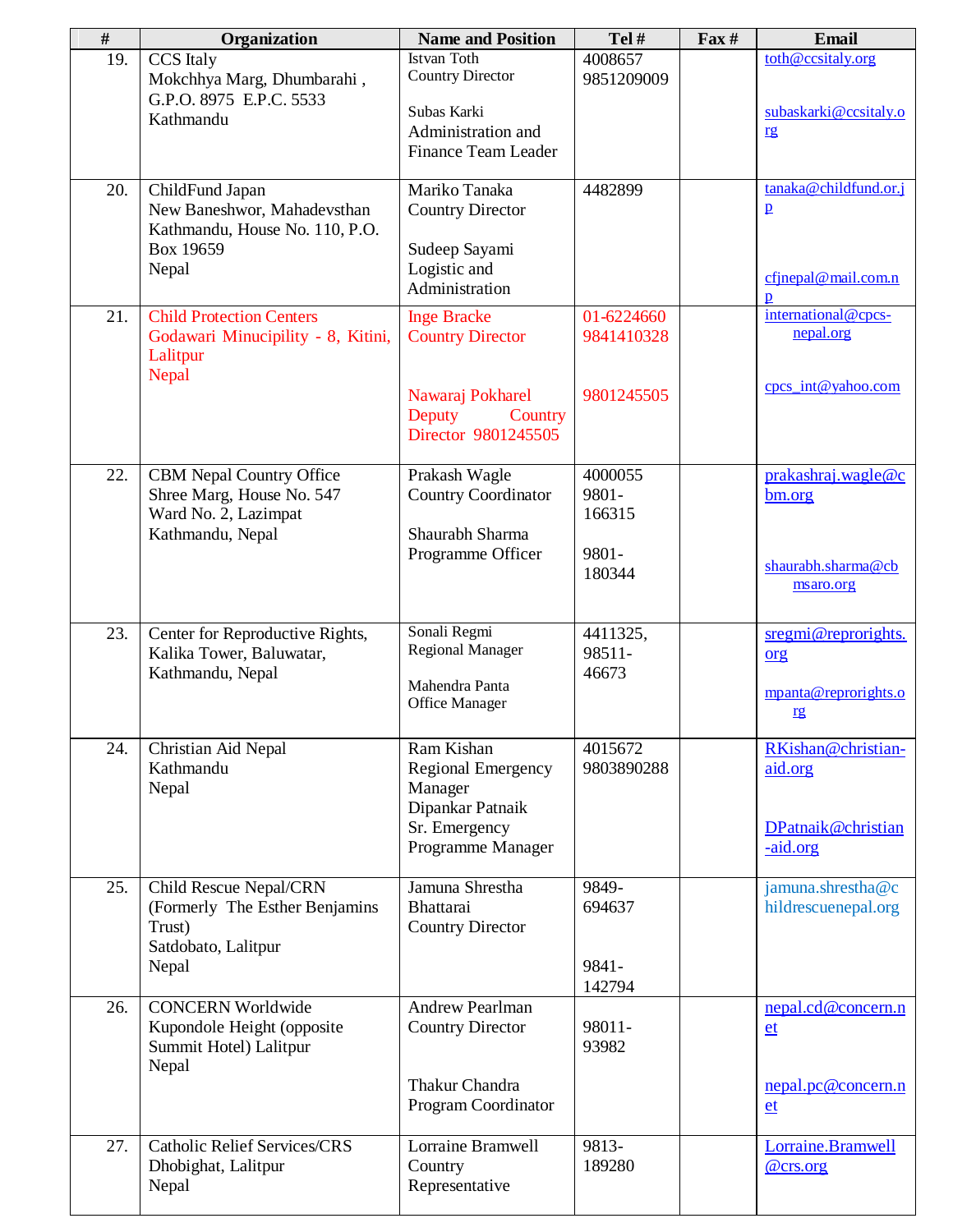| # | Organization | Name and Position | Tel # | Fax # | Email |
|---|---|---|---|---|---|
| 19. | CCS Italy<br>Mokchhya Marg, Dhumbarahi ,<br>G.P.O. 8975 E.P.C. 5533<br>Kathmandu | Istvan Toth<br>Country Director<br><br>Subas Karki<br>Administration and Finance Team Leader | 4008657<br>9851209009 | | toth@ccsitaly.org<br><br>subaskarki@ccsitaly.org |
| 20. | ChildFund Japan<br>New Baneshwor, Mahadevsthan<br>Kathmandu, House No. 110, P.O. Box 19659<br>Nepal | Mariko Tanaka<br>Country Director<br><br>Sudeep Sayami<br>Logistic and Administration | 4482899 | | tanaka@childfund.or.jp<br><br>cfjnepal@mail.com.np |
| 21. | Child Protection Centers<br>Godawari Minucipility - 8, Kitini, Lalitpur<br>Nepal | Inge Bracke<br>Country Director<br><br>Nawaraj Pokharel<br>Deputy Country Director 9801245505 | 01-6224660<br>9841410328<br><br>9801245505 | | international@cpcs-nepal.org<br><br>cpcs_int@yahoo.com |
| 22. | CBM Nepal Country Office<br>Shree Marg, House No. 547<br>Ward No. 2, Lazimpat<br>Kathmandu, Nepal | Prakash Wagle<br>Country Coordinator<br><br>Shaurabh Sharma<br>Programme Officer | 4000055<br>9801-166315<br><br>9801-180344 | | prakashraj.wagle@cbm.org<br><br>shaurabh.sharma@cbmsaro.org |
| 23. | Center for Reproductive Rights,<br>Kalika Tower, Baluwatar,<br>Kathmandu, Nepal | Sonali Regmi<br>Regional Manager<br><br>Mahendra Panta<br>Office Manager | 4411325,<br>98511-46673 | | sregmi@reprorights.org<br><br>mpanta@reprorights.org |
| 24. | Christian Aid Nepal<br>Kathmandu<br>Nepal | Ram Kishan<br>Regional Emergency Manager<br>Dipankar Patnaik<br>Sr. Emergency Programme Manager | 4015672<br>9803890288 | | RKishan@christian-aid.org<br><br>DPatnaik@christian-aid.org |
| 25. | Child Rescue Nepal/CRN<br>(Formerly The Esther Benjamins Trust)<br>Satdobato, Lalitpur<br>Nepal | Jamuna Shrestha Bhattarai<br>Country Director | 9849-694637<br><br>9841-142794 | | jamuna.shrestha@childrescuenepal.org |
| 26. | CONCERN Worldwide<br>Kupondole Height (opposite Summit Hotel) Lalitpur<br>Nepal | Andrew Pearlman<br>Country Director<br><br>Thakur Chandra<br>Program Coordinator | 98011-93982 | | nepal.cd@concern.net<br><br>nepal.pc@concern.net |
| 27. | Catholic Relief Services/CRS<br>Dhobighat, Lalitpur<br>Nepal | Lorraine Bramwell<br>Country Representative | 9813-189280 | | Lorraine.Bramwell@crs.org |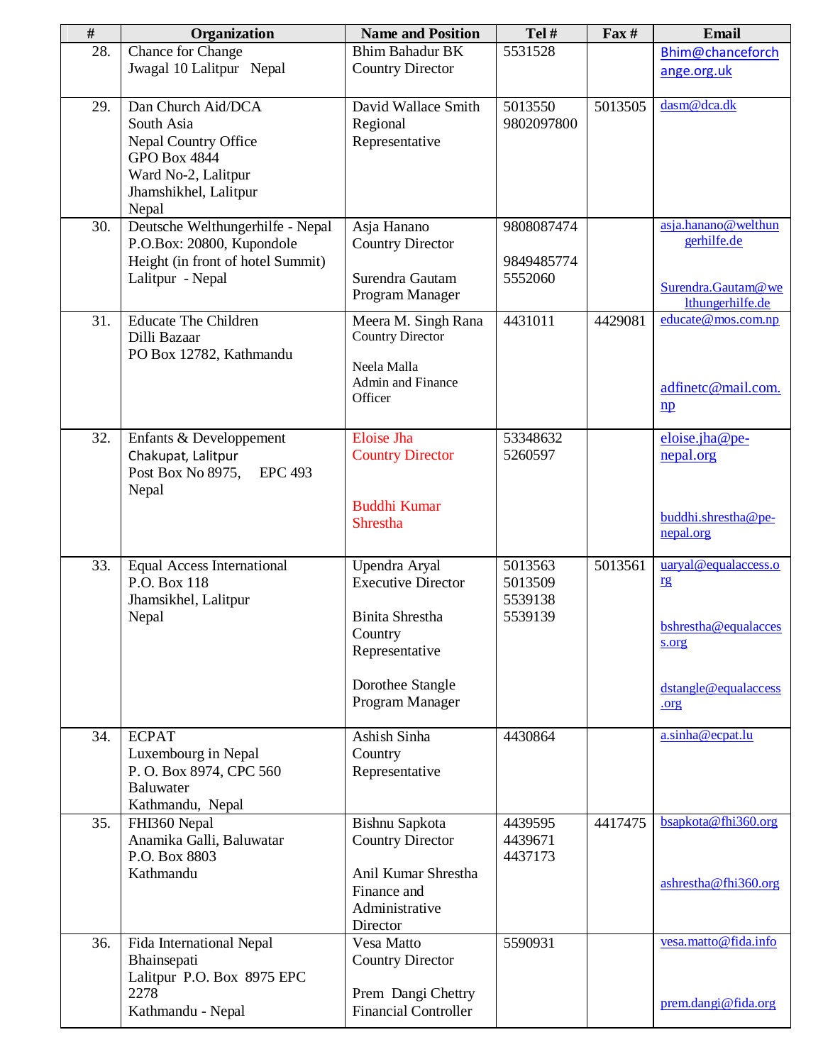| # | Organization | Name and Position | Tel # | Fax # | Email |
|---|---|---|---|---|---|
| 28. | Chance for Change<br>Jwagal 10 Lalitpur Nepal | Bhim Bahadur BK<br>Country Director | 5531528 | | Bhim@chanceforchange.org.uk |
| 29. | Dan Church Aid/DCA<br>South Asia<br>Nepal Country Office<br>GPO Box 4844<br>Ward No-2, Lalitpur<br>Jhamshikhel, Lalitpur<br>Nepal | David Wallace Smith<br>Regional Representative | 5013550<br>9802097800 | 5013505 | dasm@dca.dk |
| 30. | Deutsche Welthungerhilfe - Nepal<br>P.O.Box: 20800, Kupondole Height (in front of hotel Summit)<br>Lalitpur - Nepal | Asja Hanano<br>Country Director<br><br>Surendra Gautam<br>Program Manager | 9808087474<br><br>9849485774<br>5552060 | | asja.hanano@welthungerhilfe.de<br><br>Surendra.Gautam@welthungerhilfe.de |
| 31. | Educate The Children<br>Dilli Bazaar<br>PO Box 12782, Kathmandu | Meera M. Singh Rana<br>Country Director<br><br>Neela Malla<br>Admin and Finance Officer | 4431011 | 4429081 | educate@mos.com.np<br><br>adfinetc@mail.com.np |
| 32. | Enfants & Developpement<br>Chakupat, Lalitpur<br>Post Box No 8975, EPC 493<br>Nepal | Eloise Jha<br>Country Director<br><br>Buddhi Kumar Shrestha | 53348632<br>5260597 | | eloise.jha@pe-nepal.org<br><br>buddhi.shrestha@pe-nepal.org |
| 33. | Equal Access International<br>P.O. Box 118<br>Jhamsikhel, Lalitpur<br>Nepal | Upendra Aryal<br>Executive Director<br><br>Binita Shrestha<br>Country Representative<br><br>Dorothee Stangle<br>Program Manager | 5013563<br>5013509<br>5539138<br>5539139 | 5013561 | uaryal@equalaccess.org<br><br>bshrestha@equalaccess.org<br><br>dstangle@equalaccess.org |
| 34. | ECPAT<br>Luxembourg in Nepal<br>P. O. Box 8974, CPC 560<br>Baluwater<br>Kathmandu, Nepal | Ashish Sinha<br>Country Representative | 4430864 | | a.sinha@ecpat.lu |
| 35. | FHI360 Nepal<br>Anamika Galli, Baluwatar<br>P.O. Box 8803<br>Kathmandu | Bishnu Sapkota<br>Country Director<br><br>Anil Kumar Shrestha<br>Finance and Administrative Director | 4439595<br>4439671<br>4437173 | 4417475 | bsapkota@fhi360.org<br><br>ashrestha@fhi360.org |
| 36. | Fida International Nepal<br>Bhainsepati<br>Lalitpur P.O. Box 8975 EPC 2278<br>Kathmandu - Nepal | Vesa Matto<br>Country Director<br><br>Prem Dangi Chettry<br>Financial Controller | 5590931 | | vesa.matto@fida.info<br><br>prem.dangi@fida.org |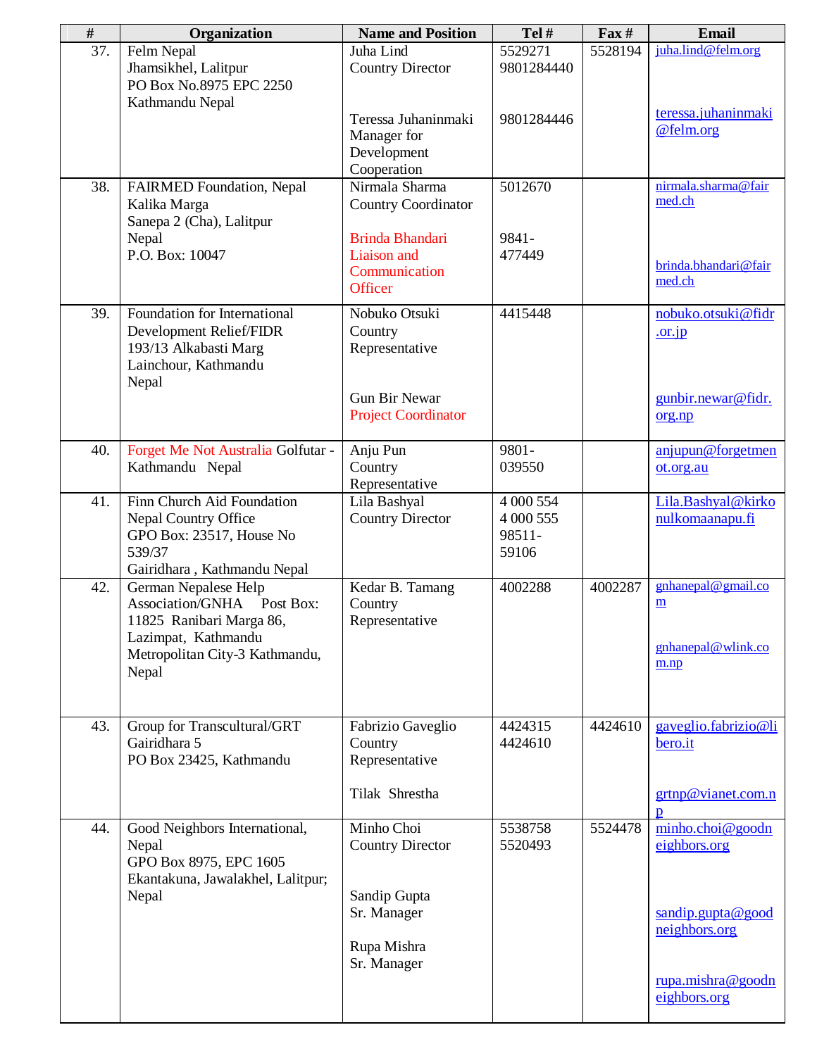| # | Organization | Name and Position | Tel # | Fax # | Email |
|---|---|---|---|---|---|
| 37. | Felm Nepal<br>Jhamsikhel, Lalitpur<br>PO Box No.8975 EPC 2250<br>Kathmandu Nepal | Juha Lind<br>Country Director<br><br>Teressa Juhaninmaki<br>Manager for Development Cooperation | 5529271<br>9801284440<br><br>9801284446 | 5528194 | juha.lind@felm.org<br><br>teressa.juhaninmaki@felm.org |
| 38. | FAIRMED Foundation, Nepal<br>Kalika Marga<br>Sanepa 2 (Cha), Lalitpur<br>Nepal<br>P.O. Box: 10047 | Nirmala Sharma<br>Country Coordinator<br><br>Brinda Bhandari<br>Liaison and Communication Officer | 5012670<br><br>9841-477449 | | nirmala.sharma@fairmed.ch<br><br>brinda.bhandari@fairmed.ch |
| 39. | Foundation for International Development Relief/FIDR<br>193/13 Alkabasti Marg<br>Lainchour, Kathmandu<br>Nepal | Nobuko Otsuki<br>Country Representative<br><br>Gun Bir Newar<br>Project Coordinator | 4415448 | | nobuko.otsuki@fidr.or.jp<br><br>gunbir.newar@fidr.org.np |
| 40. | Forget Me Not Australia Golfutar - Kathmandu Nepal | Anju Pun<br>Country Representative | 9801-039550 | | anjupun@forgetmenot.org.au |
| 41. | Finn Church Aid Foundation<br>Nepal Country Office<br>GPO Box: 23517, House No 539/37<br>Gairidhara , Kathmandu Nepal | Lila Bashyal<br>Country Director | 4 000 554<br>4 000 555<br>98511-59106 | | Lila.Bashyal@kirkonulkomaanapu.fi |
| 42. | German Nepalese Help Association/GNHA Post Box: 11825 Ranibari Marga 86, Lazimpat, Kathmandu Metropolitan City-3 Kathmandu, Nepal | Kedar B. Tamang<br>Country Representative | 4002288 | 4002287 | gnhanepal@gmail.com<br><br>gnhanepal@wlink.com.np |
| 43. | Group for Transcultural/GRT<br>Gairidhara 5<br>PO Box 23425, Kathmandu | Fabrizio Gaveglio<br>Country Representative<br><br>Tilak Shrestha | 4424315<br>4424610 | 4424610 | gaveglio.fabrizio@libero.it<br><br>grtnp@vianet.com.np |
| 44. | Good Neighbors International, Nepal<br>GPO Box 8975, EPC 1605<br>Ekantakuna, Jawalakhel, Lalitpur; Nepal | Minho Choi<br>Country Director<br><br>Sandip Gupta<br>Sr. Manager<br><br>Rupa Mishra<br>Sr. Manager | 5538758<br>5520493 | 5524478 | minho.choi@goodneighbors.org<br><br>sandip.gupta@goodneighbors.org<br><br>rupa.mishra@goodneighbors.org |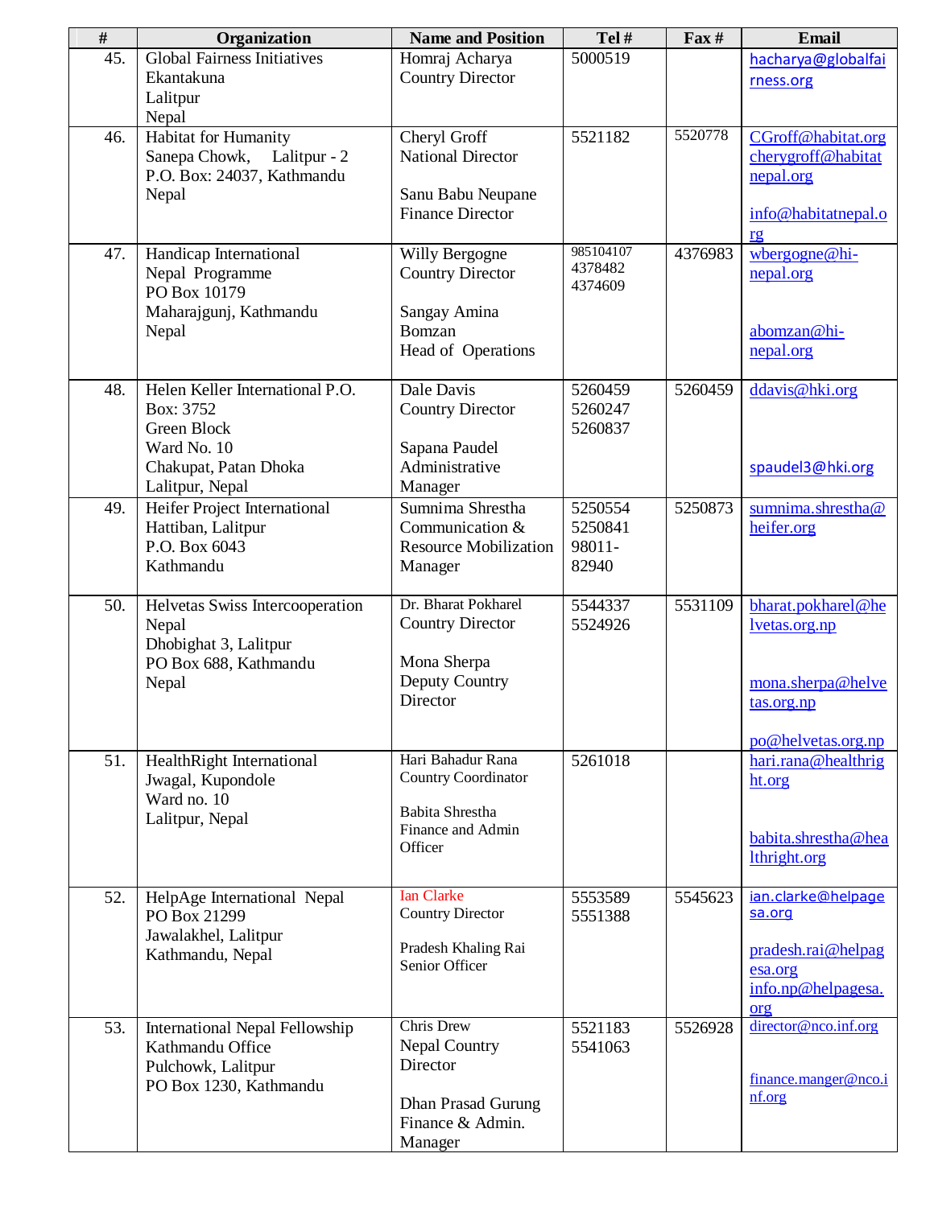| # | Organization | Name and Position | Tel # | Fax # | Email |
|---|---|---|---|---|---|
| 45. | Global Fairness Initiatives<br>Ekantakuna<br>Lalitpur<br>Nepal | Homraj Acharya<br>Country Director | 5000519 | | hacharya@globalfairness.org |
| 46. | Habitat for Humanity<br>Sanepa Chowk, Lalitpur - 2<br>P.O. Box: 24037, Kathmandu<br>Nepal | Cheryl Groff<br>National Director<br><br>Sanu Babu Neupane<br>Finance Director | 5521182 | 5520778 | CGroff@habitat.org<br>cherygroff@habitatnepal.org<br><br>info@habitatnepal.org |
| 47. | Handicap International<br>Nepal Programme<br>PO Box 10179<br>Maharajgunj, Kathmandu<br>Nepal | Willy Bergogne<br>Country Director<br><br>Sangay Amina Bomzan<br>Head of Operations | 985104107<br>4378482<br>4374609 | 4376983 | wbergogne@hi-nepal.org<br><br>abomzan@hi-nepal.org |
| 48. | Helen Keller International P.O. Box: 3752<br>Green Block<br>Ward No. 10<br>Chakupat, Patan Dhoka<br>Lalitpur, Nepal | Dale Davis<br>Country Director<br><br>Sapana Paudel<br>Administrative Manager | 5260459<br>5260247<br>5260837 | 5260459 | ddavis@hki.org<br><br>spaudel3@hki.org |
| 49. | Heifer Project International<br>Hattiban, Lalitpur<br>P.O. Box 6043<br>Kathmandu | Sumnima Shrestha<br>Communication & Resource Mobilization Manager | 5250554<br>5250841<br>98011-82940 | 5250873 | sumnima.shrestha@heifer.org |
| 50. | Helvetas Swiss Intercooperation Nepal<br>Dhobighat 3, Lalitpur<br>PO Box 688, Kathmandu<br>Nepal | Dr. Bharat Pokharel<br>Country Director<br><br>Mona Sherpa<br>Deputy Country Director | 5544337<br>5524926 | 5531109 | bharat.pokharel@helvetas.org.np<br><br>mona.sherpa@helvetas.org.np<br><br>po@helvetas.org.np |
| 51. | HealthRight International<br>Jwagal, Kupondole<br>Ward no. 10<br>Lalitpur, Nepal | Hari Bahadur Rana<br>Country Coordinator<br><br>Babita Shrestha<br>Finance and Admin Officer | 5261018 | | hari.rana@healthright.org<br><br>babita.shrestha@healthright.org |
| 52. | HelpAge International Nepal<br>PO Box 21299<br>Jawalakhel, Lalitpur<br>Kathmandu, Nepal | Ian Clarke<br>Country Director<br><br>Pradesh Khaling Rai<br>Senior Officer | 5553589<br>5551388 | 5545623 | ian.clarke@helpagesa.org<br><br>pradesh.rai@helpagesa.org<br>info.np@helpagesa.org |
| 53. | International Nepal Fellowship<br>Kathmandu Office<br>Pulchowk, Lalitpur<br>PO Box 1230, Kathmandu | Chris Drew<br>Nepal Country Director<br><br>Dhan Prasad Gurung<br>Finance & Admin. Manager | 5521183<br>5541063 | 5526928 | director@nco.inf.org<br><br>finance.manger@nco.inf.org |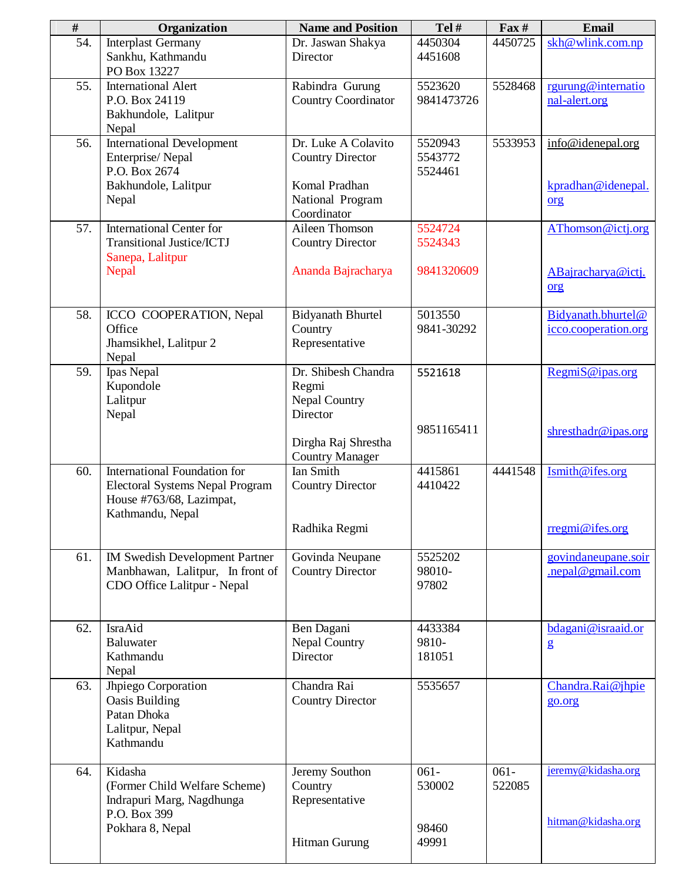| # | Organization | Name and Position | Tel # | Fax # | Email |
|---|---|---|---|---|---|
| 54. | Interplast Germany<br>Sankhu, Kathmandu<br>PO Box 13227 | Dr. Jaswan Shakya<br>Director | 4450304<br>4451608 | 4450725 | skh@wlink.com.np |
| 55. | International Alert<br>P.O. Box 24119<br>Bakhundole, Lalitpur<br>Nepal | Rabindra Gurung<br>Country Coordinator | 5523620<br>9841473726 | 5528468 | rgurung@international-alert.org |
| 56. | International Development Enterprise/ Nepal<br>P.O. Box 2674<br>Bakhundole, Lalitpur<br>Nepal | Dr. Luke A Colavito<br>Country Director<br><br>Komal Pradhan<br>National Program Coordinator | 5520943<br>5543772<br>5524461 | 5533953 | info@idenepal.org<br><br>kpradhan@idenepal.org |
| 57. | International Center for Transitional Justice/ICTJ<br>Sanepa, Lalitpur<br>Nepal | Aileen Thomson<br>Country Director<br><br>Ananda Bajracharya | 5524724<br>5524343<br><br>9841320609 | | AThomson@ictj.org<br><br>ABajracharya@ictj.org |
| 58. | ICCO COOPERATION, Nepal Office<br>Jhamsikhel, Lalitpur 2<br>Nepal | Bidyanath Bhurtel<br>Country Representative | 5013550<br>9841-30292 | | Bidyanath.bhurtel@icco.cooperation.org |
| 59. | Ipas Nepal<br>Kupondole<br>Lalitpur<br>Nepal | Dr. Shibesh Chandra Regmi<br>Nepal Country Director<br><br>Dirgha Raj Shrestha<br>Country Manager | 5521618<br><br>9851165411 | | RegmiS@ipas.org<br><br>shresthadr@ipas.org |
| 60. | International Foundation for Electoral Systems Nepal Program<br>House #763/68, Lazimpat, Kathmandu, Nepal | Ian Smith<br>Country Director<br><br>Radhika Regmi | 4415861<br>4410422 | 4441548 | Ismith@ifes.org<br><br>rregmi@ifes.org |
| 61. | IM Swedish Development Partner<br>Manbhawan, Lalitpur, In front of CDO Office Lalitpur - Nepal | Govinda Neupane<br>Country Director | 5525202<br>98010-97802 | | govindaneupane.soir.nepal@gmail.com |
| 62. | IsraAid<br>Baluwater<br>Kathmandu<br>Nepal | Ben Dagani<br>Nepal Country Director | 4433384<br>9810-181051 | | bdagani@israaid.org |
| 63. | Jhpiego Corporation<br>Oasis Building<br>Patan Dhoka<br>Lalitpur, Nepal<br>Kathmandu | Chandra Rai<br>Country Director | 5535657 | | Chandra.Rai@jhpiego.org |
| 64. | Kidasha<br>(Former Child Welfare Scheme)<br>Indrapuri Marg, Nagdhunga<br>P.O. Box 399<br>Pokhara 8, Nepal | Jeremy Southon<br>Country Representative<br><br>Hitman Gurung | 061-530002<br><br>98460 49991 | 061-522085 | jeremy@kidasha.org<br><br>hitman@kidasha.org |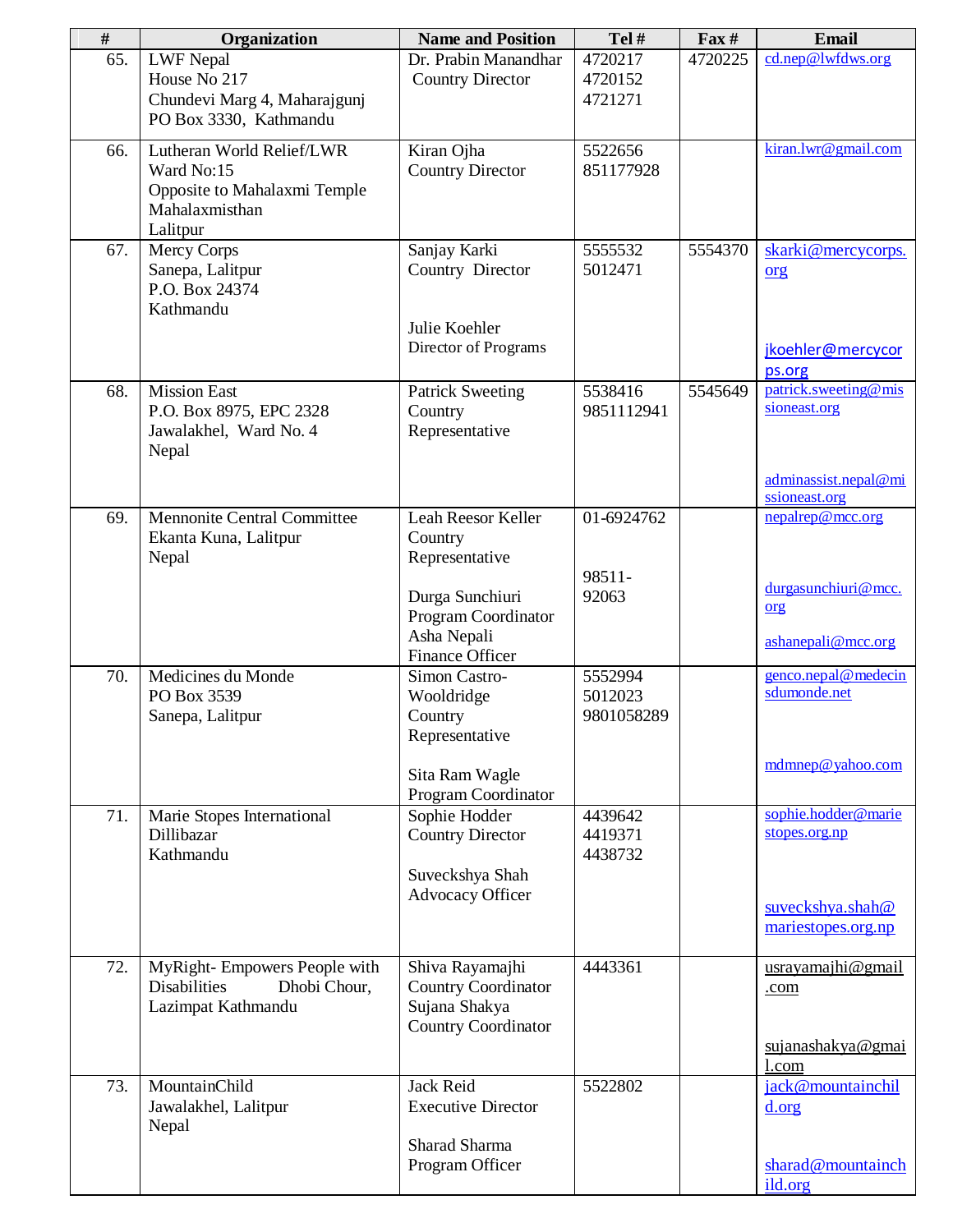| # | Organization | Name and Position | Tel # | Fax # | Email |
|---|---|---|---|---|---|
| 65. | LWF Nepal<br>House No 217<br>Chundevi Marg 4, Maharajgunj<br>PO Box 3330, Kathmandu | Dr. Prabin Manandhar<br>Country Director | 4720217<br>4720152<br>4721271 | 4720225 | cd.nep@lwfdws.org |
| 66. | Lutheran World Relief/LWR<br>Ward No:15<br>Opposite to Mahalaxmi Temple<br>Mahalaxmisthan<br>Lalitpur | Kiran Ojha<br>Country Director | 5522656<br>851177928 | | kiran.lwr@gmail.com |
| 67. | Mercy Corps<br>Sanepa, Lalitpur<br>P.O. Box 24374<br>Kathmandu | Sanjay Karki<br>Country Director<br><br>Julie Koehler<br>Director of Programs | 5555532<br>5012471 | 5554370 | skarki@mercycorps.org<br><br>jkoehler@mercycorps.org |
| 68. | Mission East<br>P.O. Box 8975, EPC 2328<br>Jawalakhel, Ward No. 4<br>Nepal | Patrick Sweeting<br>Country Representative | 5538416<br>9851112941 | 5545649 | patrick.sweeting@missioneast.org<br><br>adminassist.nepal@missioneast.org |
| 69. | Mennonite Central Committee<br>Ekanta Kuna, Lalitpur<br>Nepal | Leah Reesor Keller<br>Country Representative<br><br>Durga Sunchiuri<br>Program Coordinator<br>Asha Nepali<br>Finance Officer | 01-6924762<br><br>98511-92063 | | nepalrep@mcc.org<br><br>durgasunchiuri@mcc.org<br><br>ashanepali@mcc.org |
| 70. | Medicines du Monde<br>PO Box 3539<br>Sanepa, Lalitpur | Simon Castro-Wooldridge<br>Country Representative<br><br>Sita Ram Wagle<br>Program Coordinator | 5552994<br>5012023<br>9801058289 | | genco.nepal@medecinsdumonde.net<br><br>mdmnep@yahoo.com |
| 71. | Marie Stopes International<br>Dillibazar<br>Kathmandu | Sophie Hodder<br>Country Director<br><br>Suveckshya Shah<br>Advocacy Officer | 4439642<br>4419371<br>4438732 | | sophie.hodder@mariestopes.org.np<br><br>suveckshya.shah@mariestopes.org.np |
| 72. | MyRight- Empowers People with Disabilities Dhobi Chour, Lazimpat Kathmandu | Shiva Rayamajhi<br>Country Coordinator<br>Sujana Shakya<br>Country Coordinator | 4443361 | | usrayamajhi@gmail.com<br><br>sujanashakya@gmail.com |
| 73. | MountainChild<br>Jawalakhel, Lalitpur<br>Nepal | Jack Reid<br>Executive Director<br><br>Sharad Sharma<br>Program Officer | 5522802 | | jack@mountainchild.org<br><br>sharad@mountainchild.org |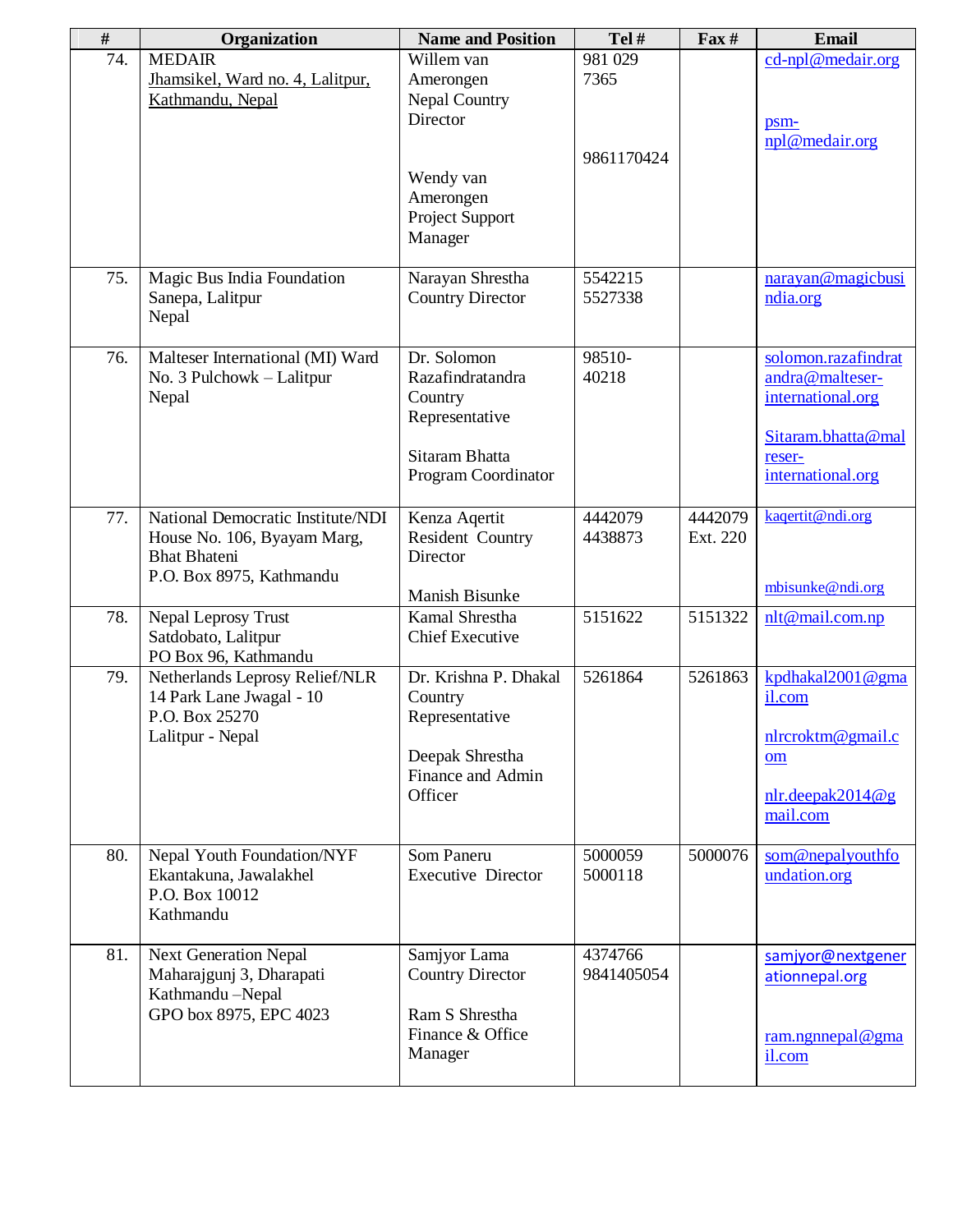| # | Organization | Name and Position | Tel # | Fax # | Email |
|---|---|---|---|---|---|
| 74. | MEDAIR<br>Jhamsikel, Ward no. 4, Lalitpur, Kathmandu, Nepal | Willem van Amerongen<br>Nepal Country Director<br><br>Wendy van Amerongen<br>Project Support Manager | 981 029 7365<br><br>9861170424 | | cd-npl@medair.org<br><br>psm-npl@medair.org |
| 75. | Magic Bus India Foundation<br>Sanepa, Lalitpur<br>Nepal | Narayan Shrestha<br>Country Director | 5542215<br>5527338 | | narayan@magicbusindia.org |
| 76. | Malteser International (MI) Ward No. 3 Pulchowk – Lalitpur<br>Nepal | Dr. Solomon Razafindratandra<br>Country Representative<br><br>Sitaram Bhatta<br>Program Coordinator | 98510-40218 | | solomon.razafindratandra@malteser-international.org<br><br>Sitaram.bhatta@malreser-international.org |
| 77. | National Democratic Institute/NDI<br>House No. 106, Byayam Marg, Bhat Bhateni<br>P.O. Box 8975, Kathmandu | Kenza Aqertit<br>Resident Country Director<br><br>Manish Bisunke | 4442079<br>4438873 | 4442079<br>Ext. 220 | kaqertit@ndi.org<br><br>mbisunke@ndi.org |
| 78. | Nepal Leprosy Trust<br>Satdobato, Lalitpur<br>PO Box 96, Kathmandu | Kamal Shrestha<br>Chief Executive | 5151622 | 5151322 | nlt@mail.com.np |
| 79. | Netherlands Leprosy Relief/NLR<br>14 Park Lane Jwagal - 10<br>P.O. Box 25270<br>Lalitpur - Nepal | Dr. Krishna P. Dhakal<br>Country Representative<br><br>Deepak Shrestha<br>Finance and Admin Officer | 5261864 | 5261863 | kpdhakal2001@gmail.com<br><br>nlrcroktm@gmail.com<br><br>nlr.deepak2014@gmail.com |
| 80. | Nepal Youth Foundation/NYF<br>Ekantakuna, Jawalakhel<br>P.O. Box 10012<br>Kathmandu | Som Paneru<br>Executive Director | 5000059<br>5000118 | 5000076 | som@nepalyouthfoundation.org |
| 81. | Next Generation Nepal<br>Maharajgunj 3, Dharapati<br>Kathmandu –Nepal<br>GPO box 8975, EPC 4023 | Samjyor Lama<br>Country Director<br><br>Ram S Shrestha<br>Finance & Office Manager | 4374766<br>9841405054 | | samjyor@nextgenerationnepal.org<br><br>ram.ngnnepal@gmail.com |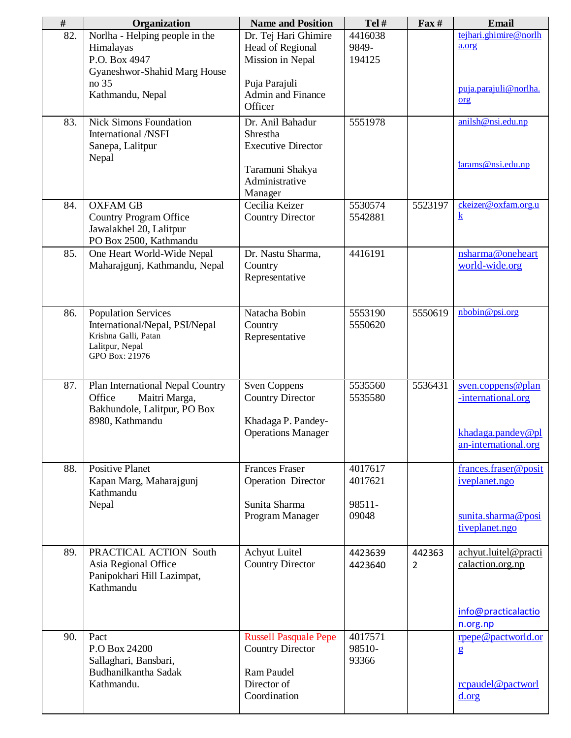| # | Organization | Name and Position | Tel # | Fax # | Email |
|---|---|---|---|---|---|
| 82. | Norlha - Helping people in the Himalayas<br>P.O. Box 4947<br>Gyaneshwor-Shahid Marg House no 35<br>Kathmandu, Nepal | Dr. Tej Hari Ghimire<br>Head of Regional Mission in Nepal<br><br>Puja Parajuli<br>Admin and Finance Officer | 4416038<br>9849-194125 | | tejhari.ghimire@norlha.org<br><br>puja.parajuli@norlha.org |
| 83. | Nick Simons Foundation International /NSFI<br>Sanepa, Lalitpur<br>Nepal | Dr. Anil Bahadur Shrestha<br>Executive Director<br><br>Taramuni Shakya<br>Administrative Manager | 5551978 | | anilsh@nsi.edu.np<br><br>tarams@nsi.edu.np |
| 84. | OXFAM GB<br>Country Program Office<br>Jawalakhel 20, Lalitpur<br>PO Box 2500, Kathmandu | Cecilia Keizer<br>Country Director | 5530574<br>5542881 | 5523197 | ckeizer@oxfam.org.uk |
| 85. | One Heart World-Wide Nepal<br>Maharajgunj, Kathmandu, Nepal | Dr. Nastu Sharma,<br>Country Representative | 4416191 | | nsharma@oneheartworld-wide.org |
| 86. | Population Services International/Nepal, PSI/Nepal<br>Krishna Galli, Patan<br>Lalitpur, Nepal<br>GPO Box: 21976 | Natacha Bobin<br>Country Representative | 5553190<br>5550620 | 5550619 | nbobin@psi.org |
| 87. | Plan International Nepal Country Office Maitri Marga, Bakhundole, Lalitpur, PO Box 8980, Kathmandu | Sven Coppens<br>Country Director<br><br>Khadaga P. Pandey-<br>Operations Manager | 5535560<br>5535580 | 5536431 | sven.coppens@plan-international.org<br><br>khadaga.pandey@plan-international.org |
| 88. | Positive Planet<br>Kapan Marg, Maharajgunj<br>Kathmandu<br>Nepal | Frances Fraser<br>Operation Director<br><br>Sunita Sharma<br>Program Manager | 4017617<br>4017621<br><br>98511-09048 | | frances.fraser@positiveplanet.ngo<br><br>sunita.sharma@positiveplanet.ngo |
| 89. | PRACTICAL ACTION South Asia Regional Office<br>Panipokhari Hill Lazimpat, Kathmandu | Achyut Luitel<br>Country Director | 4423639<br>4423640 | 4423632 | achyut.luitel@practicalaction.org.np<br><br>info@practicalaction.org.np |
| 90. | Pact<br>P.O Box 24200<br>Sallaghari, Bansbari, Budhanilkantha Sadak<br>Kathmandu. | Russell Pasquale Pepe<br>Country Director<br><br>Ram Paudel<br>Director of Coordination | 4017571<br>98510-93366 | | rpepe@pactworld.org<br><br>rcpaudel@pactworld.org |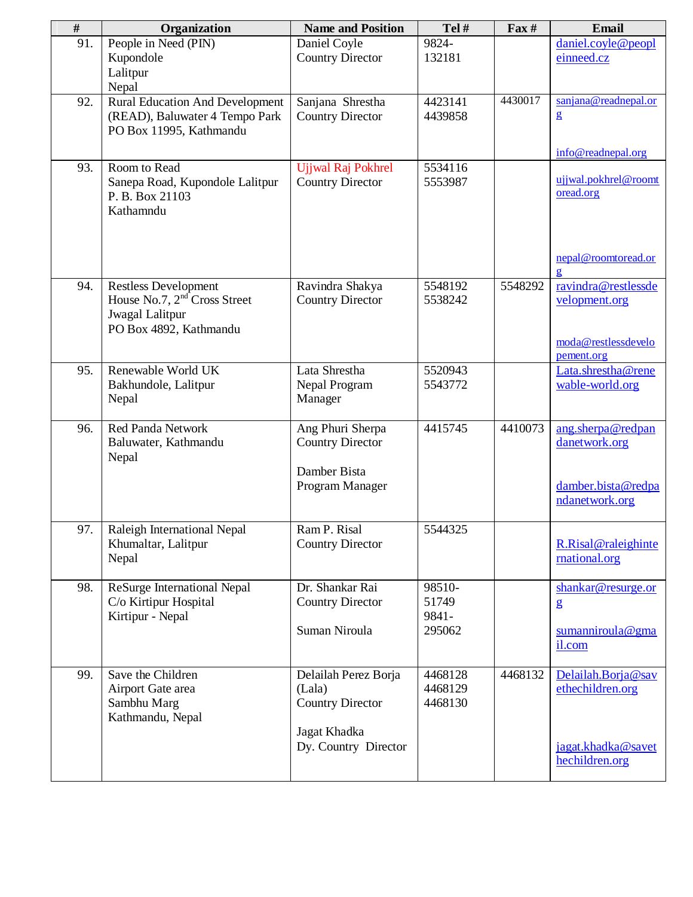| # | Organization | Name and Position | Tel # | Fax # | Email |
|---|---|---|---|---|---|
| 91. | People in Need (PIN) Kupondole Lalitpur Nepal | Daniel Coyle Country Director | 9824-132181 | | daniel.coyle@peopleinneed.cz |
| 92. | Rural Education And Development (READ), Baluwater 4 Tempo Park PO Box 11995, Kathmandu | Sanjana Shrestha Country Director | 4423141 4439858 | 4430017 | sanjana@readnepal.org info@readnepal.org |
| 93. | Room to Read Sanepa Road, Kupondole Lalitpur P. B. Box 21103 Kathamndu | Ujjwal Raj Pokhrel Country Director | 5534116 5553987 | | ujjwal.pokhrel@roomtoread.org nepal@roomtoread.org |
| 94. | Restless Development House No.7, 2nd Cross Street Jwagal Lalitpur PO Box 4892, Kathmandu | Ravindra Shakya Country Director | 5548192 5538242 | 5548292 | ravindra@restlessdevelopment.org moda@restlessdevelopement.org |
| 95. | Renewable World UK Bakhundole, Lalitpur Nepal | Lata Shrestha Nepal Program Manager | 5520943 5543772 | | Lata.shrestha@renewable-world.org |
| 96. | Red Panda Network Baluwater, Kathmandu Nepal | Ang Phuri Sherpa Country Director<br><br>Damber Bista Program Manager | 4415745 | 4410073 | ang.sherpa@redpandanetwork.org<br><br>damber.bista@redpandanetwork.org |
| 97. | Raleigh International Nepal Khumaltar, Lalitpur Nepal | Ram P. Risal Country Director | 5544325 | | R.Risal@raleighinternational.org |
| 98. | ReSurge International Nepal C/o Kirtipur Hospital Kirtipur - Nepal | Dr. Shankar Rai Country Director<br><br>Suman Niroula | 98510-51749 9841-295062 | | shankar@resurge.org<br><br>sumanniroula@gmail.com |
| 99. | Save the Children Airport Gate area Sambhu Marg Kathmandu, Nepal | Delailah Perez Borja (Lala) Country Director<br><br>Jagat Khadka Dy. Country Director | 4468128 4468129 4468130 | 4468132 | Delailah.Borja@savethechildren.org<br><br>jagat.khadka@savethechildren.org |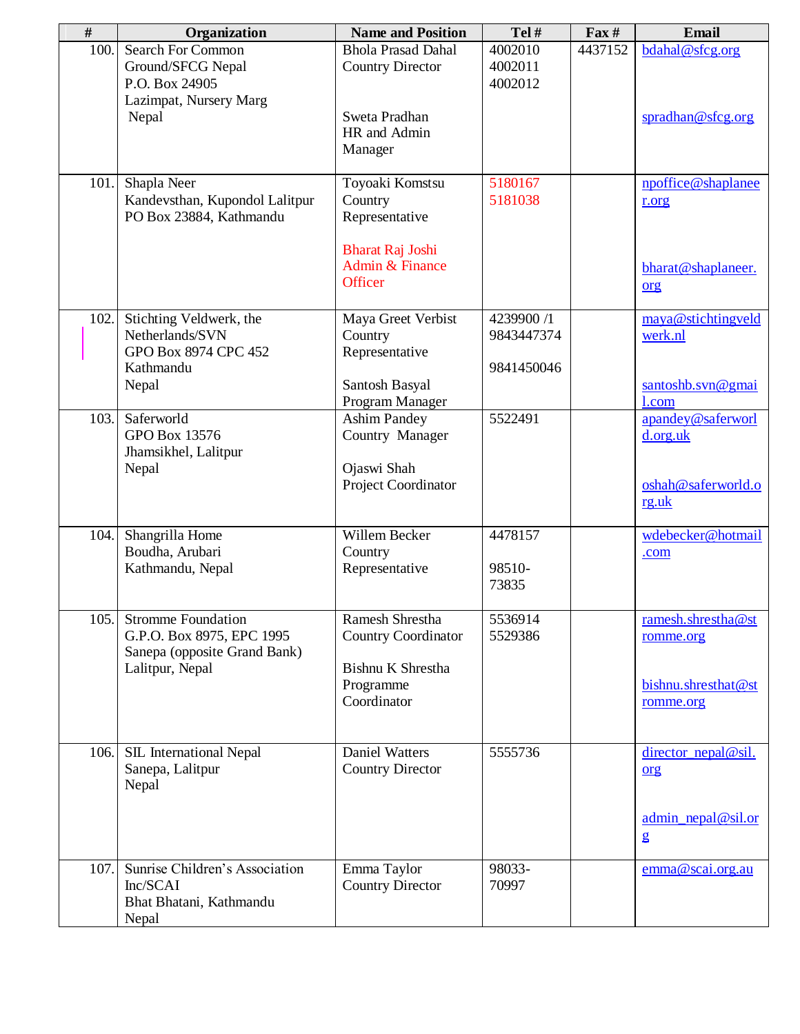| # | Organization | Name and Position | Tel # | Fax # | Email |
|---|---|---|---|---|---|
| 100. | Search For Common Ground/SFCG Nepal<br>P.O. Box 24905<br>Lazimpat, Nursery Marg<br>Nepal | Bhola Prasad Dahal<br>Country Director<br><br>Sweta Pradhan<br>HR and Admin Manager | 4002010<br>4002011<br>4002012 | 4437152 | bdahal@sfcg.org<br><br>spradhan@sfcg.org |
| 101. | Shapla Neer<br>Kandevsthan, Kupondol Lalitpur<br>PO Box 23884, Kathmandu | Toyoaki Komstsu<br>Country Representative<br><br>Bharat Raj Joshi<br>Admin & Finance Officer | 5180167<br>5181038 | | npoffice@shaplaneer.org<br><br>bharat@shaplaneer.org |
| 102. | Stichting Veldwerk, the Netherlands/SVN<br>GPO Box 8974 CPC 452<br>Kathmandu<br>Nepal | Maya Greet Verbist<br>Country Representative<br><br>Santosh Basyal<br>Program Manager | 4239900 /1<br>9843447374<br><br>9841450046 | | maya@stichtingveldwerk.nl<br><br>santoshb.svn@gmail.com |
| 103. | Saferworld<br>GPO Box 13576<br>Jhamsikhel, Lalitpur<br>Nepal | Ashim Pandey<br>Country Manager<br><br>Ojaswi Shah<br>Project Coordinator | 5522491 | | apandey@saferworld.org.uk<br><br>oshah@saferworld.org.uk |
| 104. | Shangrilla Home<br>Boudha, Arubari<br>Kathmandu, Nepal | Willem Becker<br>Country Representative | 4478157<br><br>98510-73835 | | wdebecker@hotmail.com |
| 105. | Stromme Foundation<br>G.P.O. Box 8975, EPC 1995<br>Sanepa (opposite Grand Bank)<br>Lalitpur, Nepal | Ramesh Shrestha<br>Country Coordinator<br><br>Bishnu K Shrestha<br>Programme Coordinator | 5536914<br>5529386 | | ramesh.shrestha@stromme.org<br><br>bishnu.shresthat@stromme.org |
| 106. | SIL International Nepal<br>Sanepa, Lalitpur<br>Nepal | Daniel Watters<br>Country Director | 5555736 | | director_nepal@sil.org<br><br>admin_nepal@sil.org |
| 107. | Sunrise Children's Association Inc/SCAI<br>Bhat Bhatani, Kathmandu<br>Nepal | Emma Taylor<br>Country Director | 98033-70997 | | emma@scai.org.au |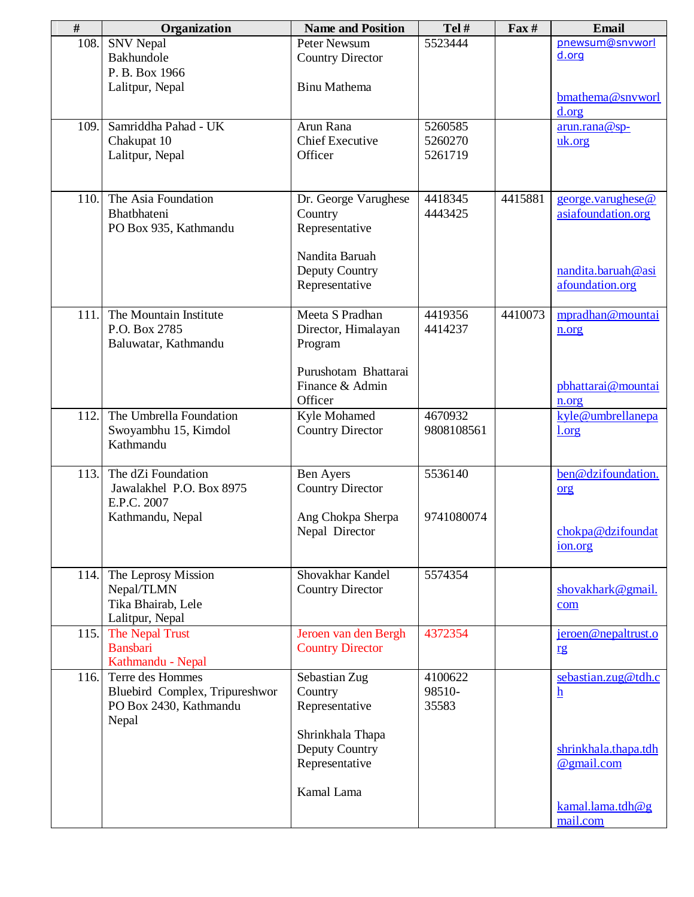| # | Organization | Name and Position | Tel # | Fax # | Email |
|---|---|---|---|---|---|
| 108. | SNV Nepal<br>Bakhundole<br>P. B. Box 1966<br>Lalitpur, Nepal | Peter Newsum<br>Country Director<br><br>Binu Mathema | 5523444 | | pnewsum@snvworld.org<br><br>bmathema@snvworld.org |
| 109. | Samriddha Pahad - UK<br>Chakupat 10<br>Lalitpur, Nepal | Arun Rana<br>Chief Executive Officer | 5260585<br>5260270<br>5261719 | | arun.rana@sp-uk.org |
| 110. | The Asia Foundation<br>Bhatbhateni<br>PO Box 935, Kathmandu | Dr. George Varughese<br>Country Representative<br><br>Nandita Baruah<br>Deputy Country Representative | 4418345<br>4443425 | 4415881 | george.varughese@asiafoundation.org<br><br>nandita.baruah@asiafoundation.org |
| 111. | The Mountain Institute<br>P.O. Box 2785<br>Baluwatar, Kathmandu | Meeta S Pradhan<br>Director, Himalayan Program<br><br>Purushotam Bhattarai<br>Finance & Admin Officer | 4419356<br>4414237 | 4410073 | mpradhan@mountain.org<br><br>pbhattarai@mountain.org |
| 112. | The Umbrella Foundation<br>Swoyambhu 15, Kimdol<br>Kathmandu | Kyle Mohamed<br>Country Director | 4670932<br>9808108561 | | kyle@umbrellanepal.org |
| 113. | The dZi Foundation<br>Jawalakhel P.O. Box 8975<br>E.P.C. 2007<br>Kathmandu, Nepal | Ben Ayers<br>Country Director<br><br>Ang Chokpa Sherpa<br>Nepal Director | 5536140<br><br>9741080074 | | ben@dzifoundation.org<br><br>chokpa@dzifoundation.org |
| 114. | The Leprosy Mission Nepal/TLMN<br>Tika Bhairab, Lele<br>Lalitpur, Nepal | Shovakhar Kandel<br>Country Director | 5574354 | | shovakhark@gmail.com |
| 115. | The Nepal Trust<br>Bansbari<br>Kathmandu - Nepal | Jeroen van den Bergh<br>Country Director | 4372354 | | jeroen@nepaltrust.org |
| 116. | Terre des Hommes<br>Bluebird Complex, Tripureshwor<br>PO Box 2430, Kathmandu<br>Nepal | Sebastian Zug<br>Country Representative<br><br>Shrinkhala Thapa<br>Deputy Country Representative<br><br>Kamal Lama | 4100622<br>98510-35583 | | sebastian.zug@tdh.ch<br><br>shrinkhala.thapa.tdh@gmail.com<br><br>kamal.lama.tdh@gmail.com |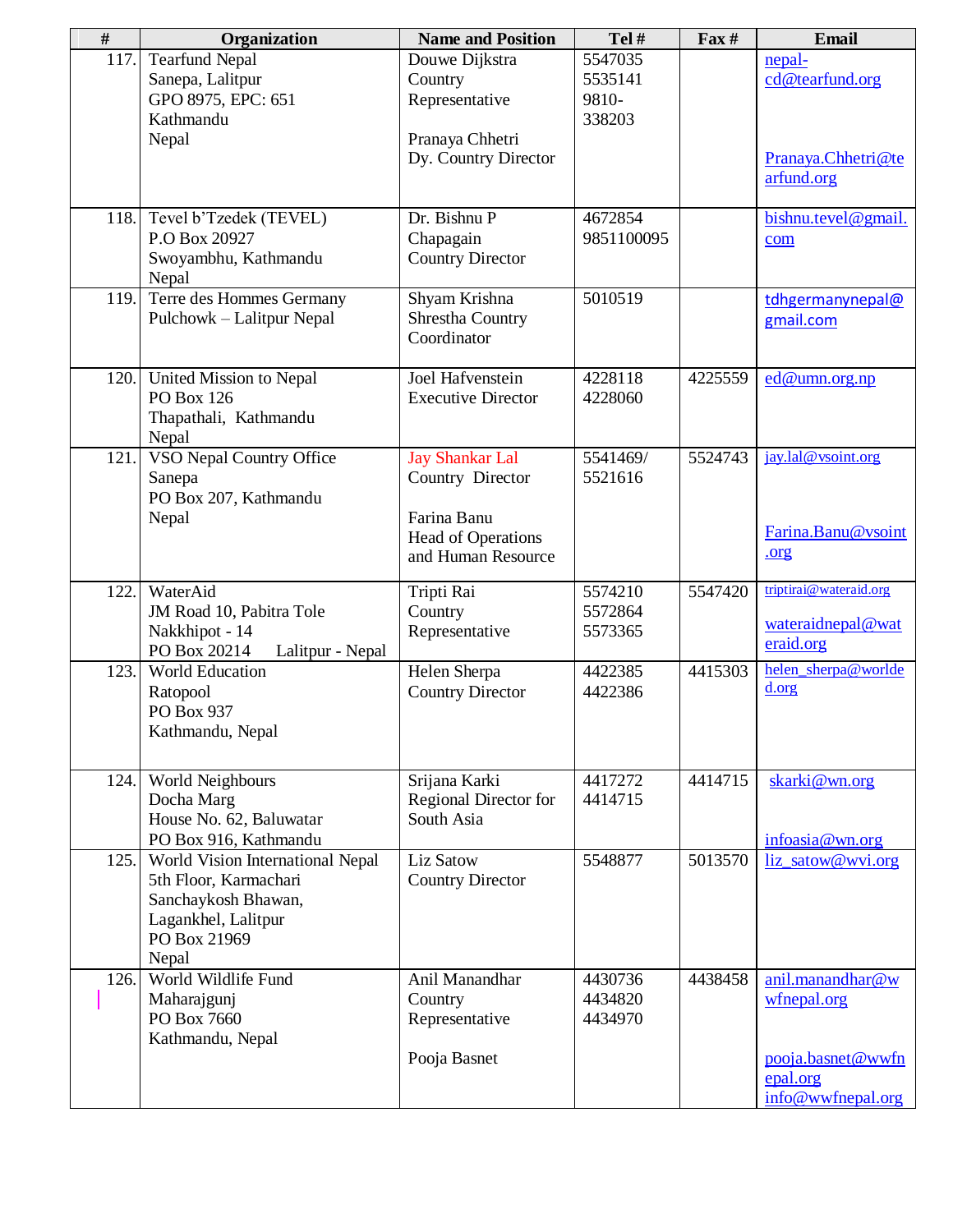| # | Organization | Name and Position | Tel # | Fax # | Email |
|---|---|---|---|---|---|
| 117. | Tearfund Nepal<br>Sanepa, Lalitpur<br>GPO 8975, EPC: 651<br>Kathmandu<br>Nepal | Douwe Dijkstra<br>Country Representative<br><br>Pranaya Chhetri<br>Dy. Country Director | 5547035<br>5535141<br>9810-338203 | | nepal-cd@tearfund.org<br><br>Pranaya.Chhetri@tearfund.org |
| 118. | Tevel b'Tzedek (TEVEL)<br>P.O Box 20927<br>Swoyambhu, Kathmandu<br>Nepal | Dr. Bishnu P Chapagain<br>Country Director | 4672854<br>9851100095 | | bishnu.tevel@gmail.com |
| 119. | Terre des Hommes Germany<br>Pulchowk – Lalitpur Nepal | Shyam Krishna Shrestha Country Coordinator | 5010519 | | tdhgermanynepal@gmail.com |
| 120. | United Mission to Nepal<br>PO Box 126<br>Thapathali, Kathmandu<br>Nepal | Joel Hafvenstein<br>Executive Director | 4228118<br>4228060 | 4225559 | ed@umn.org.np |
| 121. | VSO Nepal Country Office<br>Sanepa<br>PO Box 207, Kathmandu<br>Nepal | Jay Shankar Lal<br>Country Director<br><br>Farina Banu<br>Head of Operations and Human Resource | 5541469/<br>5521616 | 5524743 | jay.lal@vsoint.org<br><br>Farina.Banu@vsoint.org |
| 122. | WaterAid<br>JM Road 10, Pabitra Tole<br>Nakkhipot - 14<br>PO Box 20214 Lalitpur - Nepal | Tripti Rai<br>Country Representative | 5574210<br>5572864<br>5573365 | 5547420 | triptirai@wateraid.org<br><br>wateraidnepal@wateraid.org |
| 123. | World Education<br>Ratopool<br>PO Box 937<br>Kathmandu, Nepal | Helen Sherpa<br>Country Director | 4422385<br>4422386 | 4415303 | helen_sherpa@worlded.org |
| 124. | World Neighbours<br>Docha Marg<br>House No. 62, Baluwatar<br>PO Box 916, Kathmandu | Srijana Karki<br>Regional Director for South Asia | 4417272<br>4414715 | 4414715 | skarki@wn.org<br><br>infoasia@wn.org |
| 125. | World Vision International Nepal<br>5th Floor, Karmachari Sanchaykosh Bhawan,<br>Lagankhel, Lalitpur<br>PO Box 21969<br>Nepal | Liz Satow<br>Country Director | 5548877 | 5013570 | liz_satow@wvi.org |
| 126. | World Wildlife Fund<br>Maharajgunj<br>PO Box 7660<br>Kathmandu, Nepal | Anil Manandhar<br>Country Representative<br><br>Pooja Basnet | 4430736<br>4434820<br>4434970 | 4438458 | anil.manandhar@wwfnepal.org<br><br>pooja.basnet@wwfnepal.org<br>info@wwfnepal.org |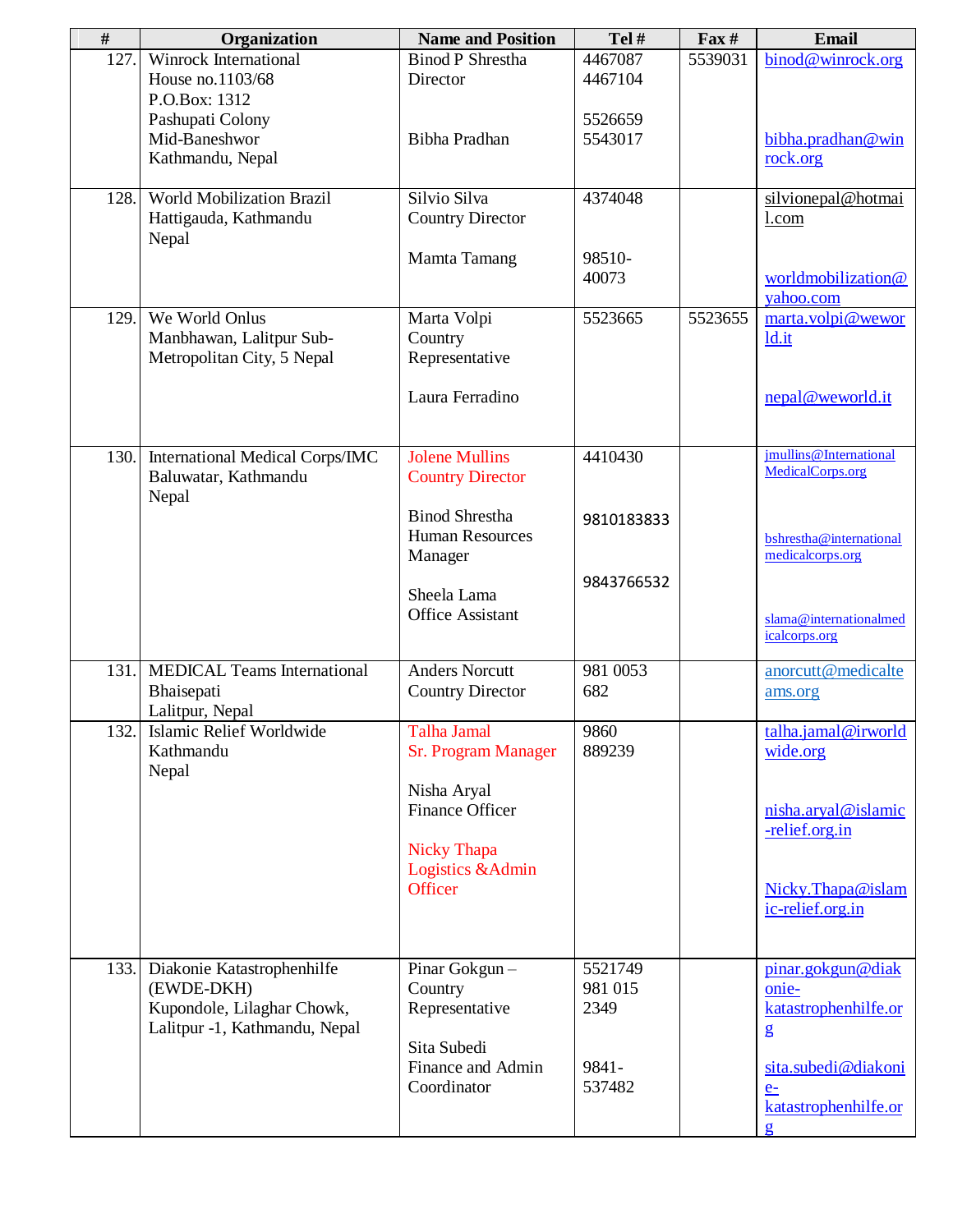| # | Organization | Name and Position | Tel # | Fax # | Email |
|---|---|---|---|---|---|
| 127. | Winrock International House no.1103/68 P.O.Box: 1312 Pashupati Colony Mid-Baneshwor Kathmandu, Nepal | Binod P Shrestha Director<br><br>Bibha Pradhan | 4467087 4467104<br><br>5526659 5543017 | 5539031 | binod@winrock.org<br><br>bibha.pradhan@winrock.org |
| 128. | World Mobilization Brazil Hattigauda, Kathmandu Nepal | Silvio Silva Country Director<br><br>Mamta Tamang | 4374048<br><br>98510-40073 | | silvionepal@hotmail.com<br><br>worldmobilization@yahoo.com |
| 129. | We World Onlus Manbhawan, Lalitpur Sub-Metropolitan City, 5 Nepal | Marta Volpi Country Representative<br><br>Laura Ferradino | 5523665 | 5523655 | marta.volpi@weworld.it<br><br>nepal@weworld.it |
| 130. | International Medical Corps/IMC Baluwatar, Kathmandu Nepal | Jolene Mullins Country Director<br><br>Binod Shrestha Human Resources Manager<br><br>Sheela Lama Office Assistant | 4410430<br><br>9810183833<br><br>9843766532 | | jmullins@InternationalMedicalCorps.org<br><br>bshrestha@internationalmedicalcorps.org<br><br>slama@internationalmedicalcorps.org |
| 131. | MEDICAL Teams International Bhaisepati Lalitpur, Nepal | Anders Norcutt Country Director | 981 0053 682 | | anorcutt@medicalteams.org |
| 132. | Islamic Relief Worldwide Kathmandu Nepal | Talha Jamal Sr. Program Manager<br><br>Nisha Aryal Finance Officer<br><br>Nicky Thapa Logistics &Admin Officer | 9860 889239 | | talha.jamal@irworldwide.org<br><br>nisha.aryal@islamic-relief.org.in<br><br>Nicky.Thapa@islamic-relief.org.in |
| 133. | Diakonie Katastrophenhilfe (EWDE-DKH) Kupondole, Lilaghar Chowk, Lalitpur -1, Kathmandu, Nepal | Pinar Gokgun – Country Representative<br><br>Sita Subedi Finance and Admin Coordinator | 5521749 981 015 2349<br><br>9841-537482 | | pinar.gokgun@diakonie-katastrophenhilfe.org<br><br>sita.subedi@diakonie-katastrophenhilfe.org |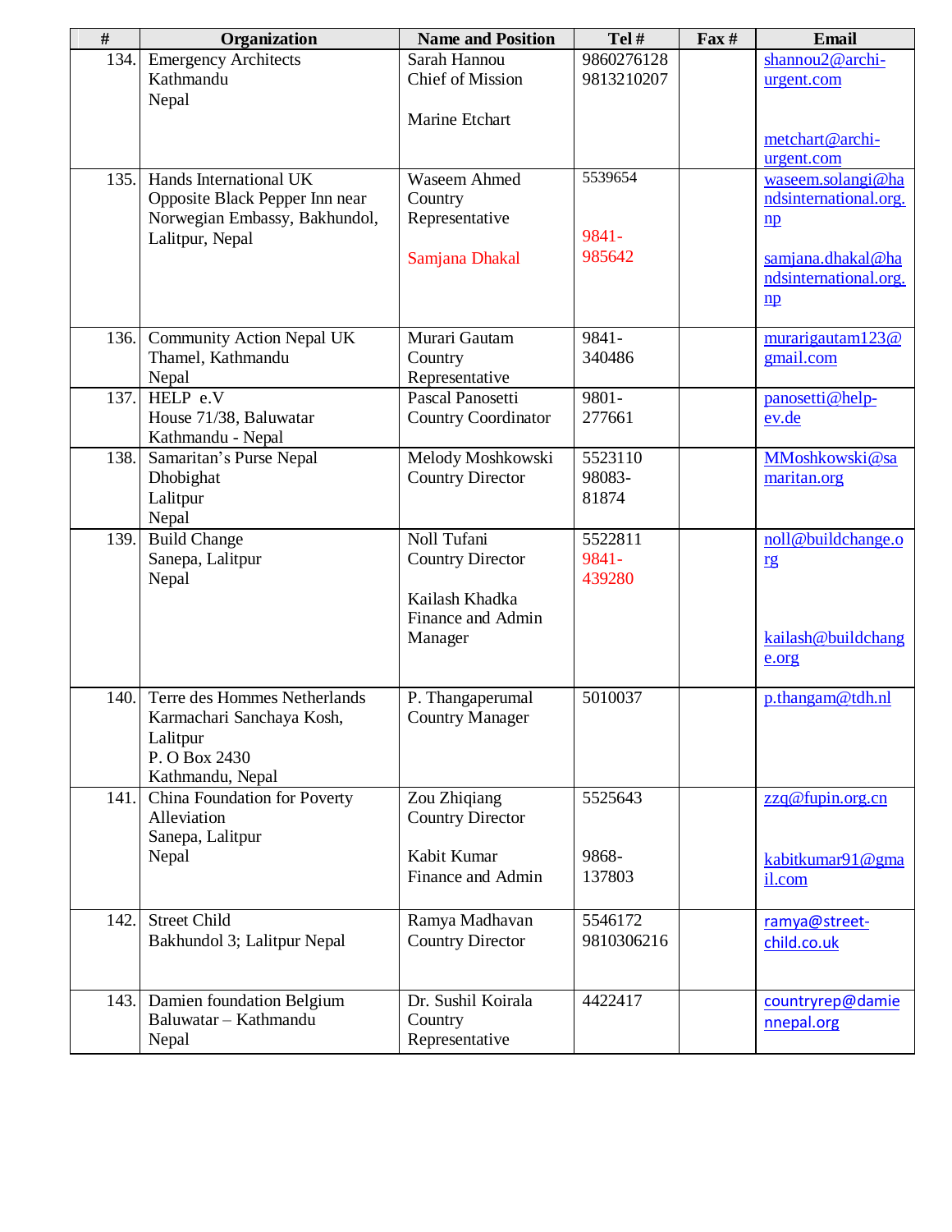| # | Organization | Name and Position | Tel # | Fax # | Email |
|---|---|---|---|---|---|
| 134. | Emergency Architects<br>Kathmandu<br>Nepal | Sarah Hannou<br>Chief of Mission<br><br>Marine Etchart | 9860276128<br>9813210207 | | shannou2@archi-urgent.com<br><br>metchart@archi-urgent.com |
| 135. | Hands International UK<br>Opposite Black Pepper Inn near Norwegian Embassy, Bakhundol, Lalitpur, Nepal | Waseem Ahmed<br>Country Representative<br><br>Samjana Dhakal | 5539654<br><br>9841-985642 | | waseem.solangi@handsinternational.org.np<br><br>samjana.dhakal@handsinternational.org.np |
| 136. | Community Action Nepal UK<br>Thamel, Kathmandu<br>Nepal | Murari Gautam<br>Country Representative | 9841-340486 | | murarigautam123@gmail.com |
| 137. | HELP e.V<br>House 71/38, Baluwatar<br>Kathmandu - Nepal | Pascal Panosetti<br>Country Coordinator | 9801-277661 | | panosetti@help-ev.de |
| 138. | Samaritan's Purse Nepal<br>Dhobighat<br>Lalitpur<br>Nepal | Melody Moshkowski<br>Country Director | 5523110<br>98083-81874 | | MMoshkowski@samaritan.org |
| 139. | Build Change<br>Sanepa, Lalitpur<br>Nepal | Noll Tufani<br>Country Director<br><br>Kailash Khadka<br>Finance and Admin Manager | 5522811<br>9841-439280 | | noll@buildchange.org<br><br>kailash@buildchange.org |
| 140. | Terre des Hommes Netherlands<br>Karmachari Sanchaya Kosh, Lalitpur<br>P. O Box 2430<br>Kathmandu, Nepal | P. Thangaperumal<br>Country Manager | 5010037 | | p.thangam@tdh.nl |
| 141. | China Foundation for Poverty Alleviation<br>Sanepa, Lalitpur<br>Nepal | Zou Zhiqiang<br>Country Director<br><br>Kabit Kumar<br>Finance and Admin | 5525643<br><br>9868-137803 | | zzq@fupin.org.cn<br><br>kabitkumar91@gmail.com |
| 142. | Street Child<br>Bakhundol 3; Lalitpur Nepal | Ramya Madhavan<br>Country Director | 5546172<br>9810306216 | | ramya@street-child.co.uk |
| 143. | Damien foundation Belgium<br>Baluwatar – Kathmandu<br>Nepal | Dr. Sushil Koirala<br>Country Representative | 4422417 | | countryrep@damiennepal.org |